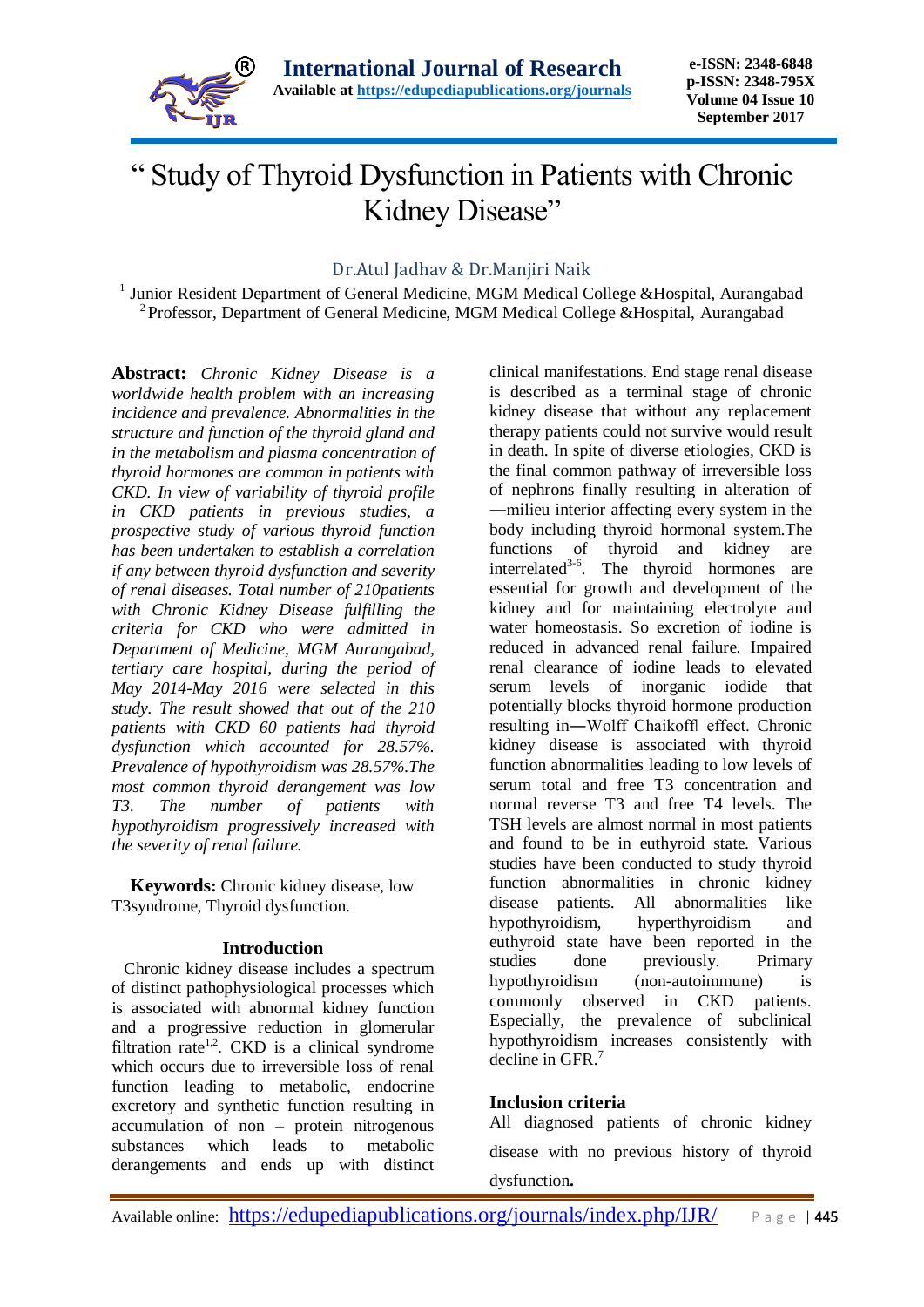# " Study of Thyroid Dysfunction in Patients with Chronic Kidney Disease"

Dr.Atul Jadhav & Dr.Manjiri Naik

[1] Junior Resident Department of General Medicine, MGM Medical College &Hospital, Aurangabad
[2] Professor, Department of General Medicine, MGM Medical College &Hospital, Aurangabad

**Abstract:** *Chronic Kidney Disease is a worldwide health problem with an increasing incidence and prevalence. Abnormalities in the structure and function of the thyroid gland and in the metabolism and plasma concentration of thyroid hormones are common in patients with CKD. In view of variability of thyroid profile in CKD patients in previous studies, a prospective study of various thyroid function has been undertaken to establish a correlation if any between thyroid dysfunction and severity of renal diseases. Total number of 210patients with Chronic Kidney Disease fulfilling the criteria for CKD who were admitted in Department of Medicine, MGM Aurangabad, tertiary care hospital, during the period of May 2014-May 2016 were selected in this study. The result showed that out of the 210 patients with CKD 60 patients had thyroid dysfunction which accounted for 28.57%. Prevalence of hypothyroidism was 28.57%.The most common thyroid derangement was low T3. The number of patients with hypothyroidism progressively increased with the severity of renal failure.*

**Keywords:** Chronic kidney disease, low T3syndrome, Thyroid dysfunction.

## Introduction

Chronic kidney disease includes a spectrum of distinct pathophysiological processes which is associated with abnormal kidney function and a progressive reduction in glomerular filtration rate[1,2]. CKD is a clinical syndrome which occurs due to irreversible loss of renal function leading to metabolic, endocrine excretory and synthetic function resulting in accumulation of non – protein nitrogenous substances which leads to metabolic derangements and ends up with distinct clinical manifestations. End stage renal disease is described as a terminal stage of chronic kidney disease that without any replacement therapy patients could not survive would result in death. In spite of diverse etiologies, CKD is the final common pathway of irreversible loss of nephrons finally resulting in alteration of ―milieu interior affecting every system in the body including thyroid hormonal system.The functions of thyroid and kidney are interrelated[3-6]. The thyroid hormones are essential for growth and development of the kidney and for maintaining electrolyte and water homeostasis. So excretion of iodine is reduced in advanced renal failure. Impaired renal clearance of iodine leads to elevated serum levels of inorganic iodide that potentially blocks thyroid hormone production resulting in―Wolff Chaikoff‖ effect. Chronic kidney disease is associated with thyroid function abnormalities leading to low levels of serum total and free T3 concentration and normal reverse T3 and free T4 levels. The TSH levels are almost normal in most patients and found to be in euthyroid state. Various studies have been conducted to study thyroid function abnormalities in chronic kidney disease patients. All abnormalities like hypothyroidism, hyperthyroidism and euthyroid state have been reported in the studies done previously. Primary hypothyroidism (non-autoimmune) is commonly observed in CKD patients. Especially, the prevalence of subclinical hypothyroidism increases consistently with decline in GFR.[7]

## Inclusion criteria

All diagnosed patients of chronic kidney disease with no previous history of thyroid dysfunction**.**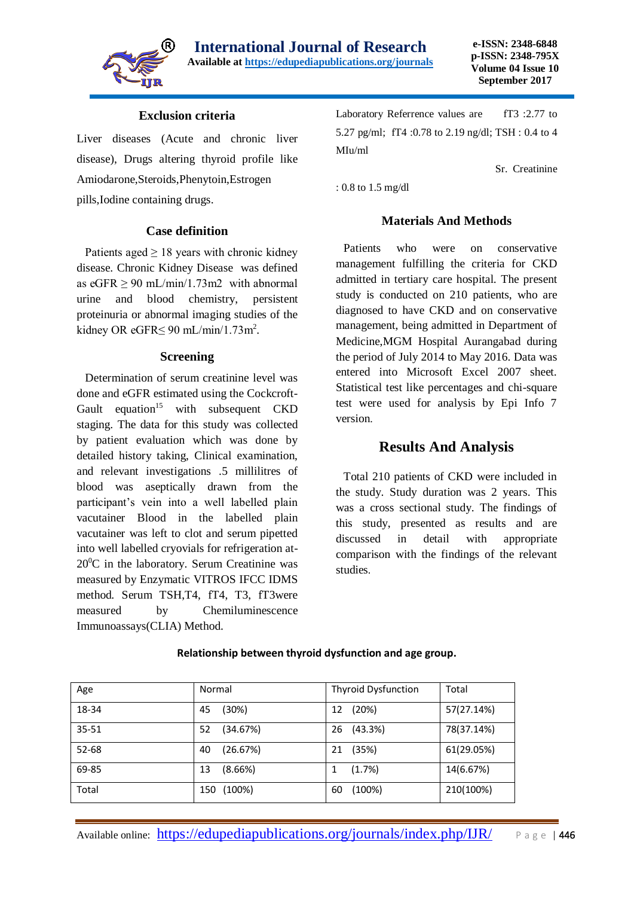### Exclusion criteria

Liver diseases (Acute and chronic liver disease), Drugs altering thyroid profile like Amiodarone,Steroids,Phenytoin,Estrogen pills,Iodine containing drugs.

### Case definition

Patients aged ≥ 18 years with chronic kidney disease. Chronic Kidney Disease was defined as eGFR ≥ 90 mL/min/1.73m2 with abnormal urine and blood chemistry, persistent proteinuria or abnormal imaging studies of the kidney OR eGFR≤ 90 mL/min/1.73m$^2$.

### Screening

Determination of serum creatinine level was done and eGFR estimated using the Cockcroft-Gault equation[15] with subsequent CKD staging. The data for this study was collected by patient evaluation which was done by detailed history taking, Clinical examination, and relevant investigations .5 millilitres of blood was aseptically drawn from the participant's vein into a well labelled plain vacutainer Blood in the labelled plain vacutainer was left to clot and serum pipetted into well labelled cryovials for refrigeration at-20$^0$C in the laboratory. Serum Creatinine was measured by Enzymatic VITROS IFCC IDMS method. Serum TSH,T4, fT4, T3, fT3were measured by Chemiluminescence Immunoassays(CLIA) Method.

Laboratory Referrence values are fT3 :2.77 to 5.27 pg/ml; fT4 :0.78 to 2.19 ng/dl; TSH : 0.4 to 4 MIu/ml

Sr. Creatinine : 0.8 to 1.5 mg/dl

### Materials And Methods

Patients who were on conservative management fulfilling the criteria for CKD admitted in tertiary care hospital. The present study is conducted on 210 patients, who are diagnosed to have CKD and on conservative management, being admitted in Department of Medicine,MGM Hospital Aurangabad during the period of July 2014 to May 2016. Data was entered into Microsoft Excel 2007 sheet. Statistical test like percentages and chi-square test were used for analysis by Epi Info 7 version.

## Results And Analysis

Total 210 patients of CKD were included in the study. Study duration was 2 years. This was a cross sectional study. The findings of this study, presented as results and are discussed in detail with appropriate comparison with the findings of the relevant studies.

**Relationship between thyroid dysfunction and age group.**

| Age | Normal | Thyroid Dysfunction | Total |
|---|---|---|---|
| 18-34 | 45 (30%) | 12 (20%) | 57(27.14%) |
| 35-51 | 52 (34.67%) | 26 (43.3%) | 78(37.14%) |
| 52-68 | 40 (26.67%) | 21 (35%) | 61(29.05%) |
| 69-85 | 13 (8.66%) | 1 (1.7%) | 14(6.67%) |
| Total | 150 (100%) | 60 (100%) | 210(100%) |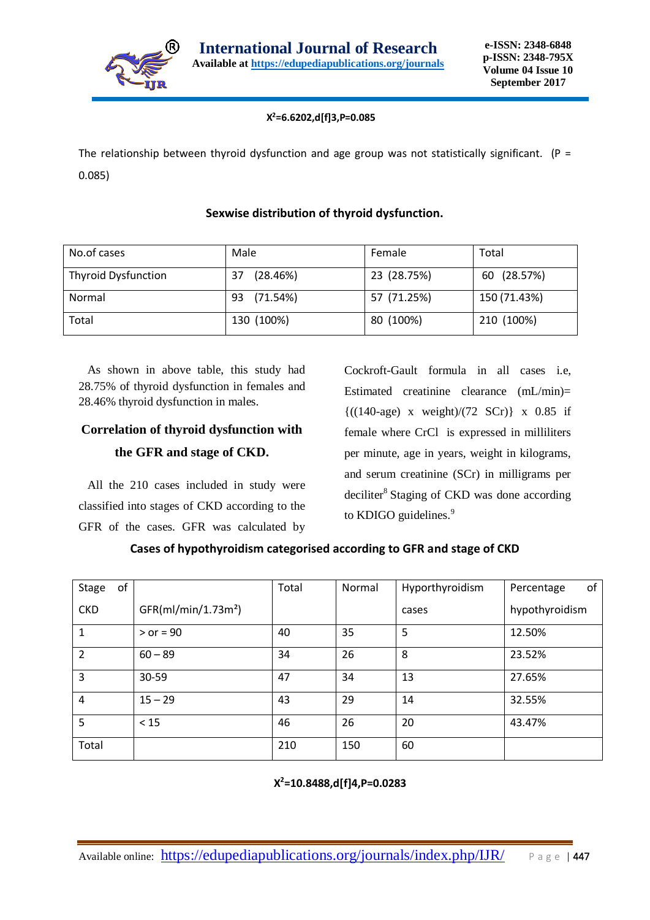**$X^2$=6.6202,d[f]3,P=0.085**

The relationship between thyroid dysfunction and age group was not statistically significant. (P = 0.085)

### Sexwise distribution of thyroid dysfunction.

| No.of cases | Male | Female | Total |
|---|---|---|---|
| Thyroid Dysfunction | 37 (28.46%) | 23 (28.75%) | 60 (28.57%) |
| Normal | 93 (71.54%) | 57 (71.25%) | 150 (71.43%) |
| Total | 130 (100%) | 80 (100%) | 210 (100%) |

As shown in above table, this study had 28.75% of thyroid dysfunction in females and 28.46% thyroid dysfunction in males.

## Correlation of thyroid dysfunction with the GFR and stage of CKD.

All the 210 cases included in study were classified into stages of CKD according to the GFR of the cases. GFR was calculated by Cockroft-Gault formula in all cases i.e, Estimated creatinine clearance (mL/min)= {((140-age) x weight)/(72 SCr)} x 0.85 if female where CrCl is expressed in milliliters per minute, age in years, weight in kilograms, and serum creatinine (SCr) in milligrams per deciliter[8] Staging of CKD was done according to KDIGO guidelines.[9]

### Cases of hypothyroidism categorised according to GFR and stage of CKD

| Stage of CKD | GFR(ml/min/1.73m²) | Total | Normal | Hyporthyroidism cases | Percentage of hypothyroidism |
|---|---|---|---|---|---|
| 1 | > or = 90 | 40 | 35 | 5 | 12.50% |
| 2 | 60 – 89 | 34 | 26 | 8 | 23.52% |
| 3 | 30-59 | 47 | 34 | 13 | 27.65% |
| 4 | 15 – 29 | 43 | 29 | 14 | 32.55% |
| 5 | < 15 | 46 | 26 | 20 | 43.47% |
| Total | | 210 | 150 | 60 | |

**$X^2$=10.8488,d[f]4,P=0.0283**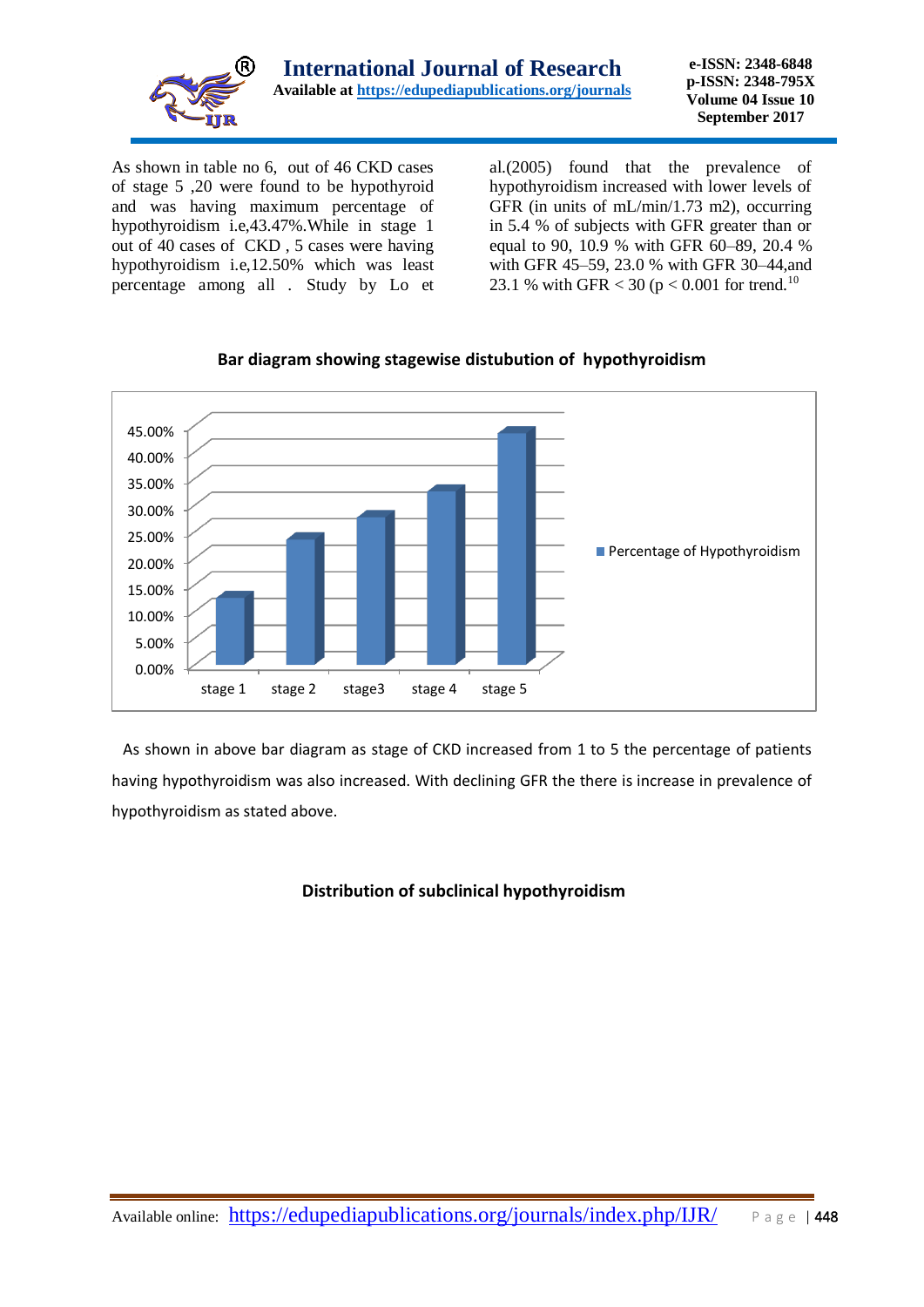As shown in table no 6, out of 46 CKD cases of stage 5 ,20 were found to be hypothyroid and was having maximum percentage of hypothyroidism i.e,43.47%.While in stage 1 out of 40 cases of CKD , 5 cases were having hypothyroidism i.e,12.50% which was least percentage among all . Study by Lo et al.(2005) found that the prevalence of hypothyroidism increased with lower levels of GFR (in units of mL/min/1.73 m2), occurring in 5.4 % of subjects with GFR greater than or equal to 90, 10.9 % with GFR 60–89, 20.4 % with GFR 45–59, 23.0 % with GFR 30–44,and 23.1 % with GFR < 30 ($p < 0.001$ for trend.[10]

**Bar diagram showing stagewise distubution of hypothyroidism**

As shown in above bar diagram as stage of CKD increased from 1 to 5 the percentage of patients having hypothyroidism was also increased. With declining GFR the there is increase in prevalence of hypothyroidism as stated above.

**Distribution of subclinical hypothyroidism**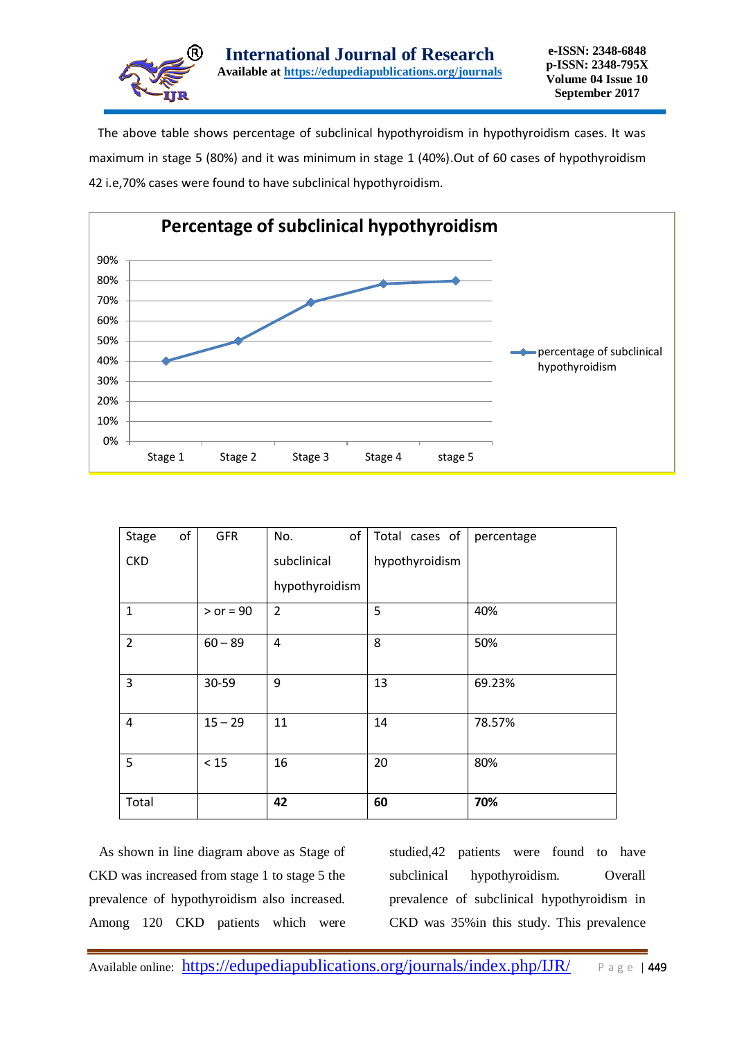The above table shows percentage of subclinical hypothyroidism in hypothyroidism cases. It was maximum in stage 5 (80%) and it was minimum in stage 1 (40%).Out of 60 cases of hypothyroidism 42 i.e,70% cases were found to have subclinical hypothyroidism.

| Stage of CKD | GFR | No. of subclinical hypothyroidism | Total cases of hypothyroidism | percentage |
|---|---|---|---|---|
| 1 | > or = 90 | 2 | 5 | 40% |
| 2 | 60 – 89 | 4 | 8 | 50% |
| 3 | 30-59 | 9 | 13 | 69.23% |
| 4 | 15 – 29 | 11 | 14 | 78.57% |
| 5 | < 15 | 16 | 20 | 80% |
| Total | | **42** | **60** | **70%** |

As shown in line diagram above as Stage of CKD was increased from stage 1 to stage 5 the prevalence of hypothyroidism also increased. Among 120 CKD patients which were studied,42 patients were found to have subclinical hypothyroidism. Overall prevalence of subclinical hypothyroidism in CKD was 35%in this study. This prevalence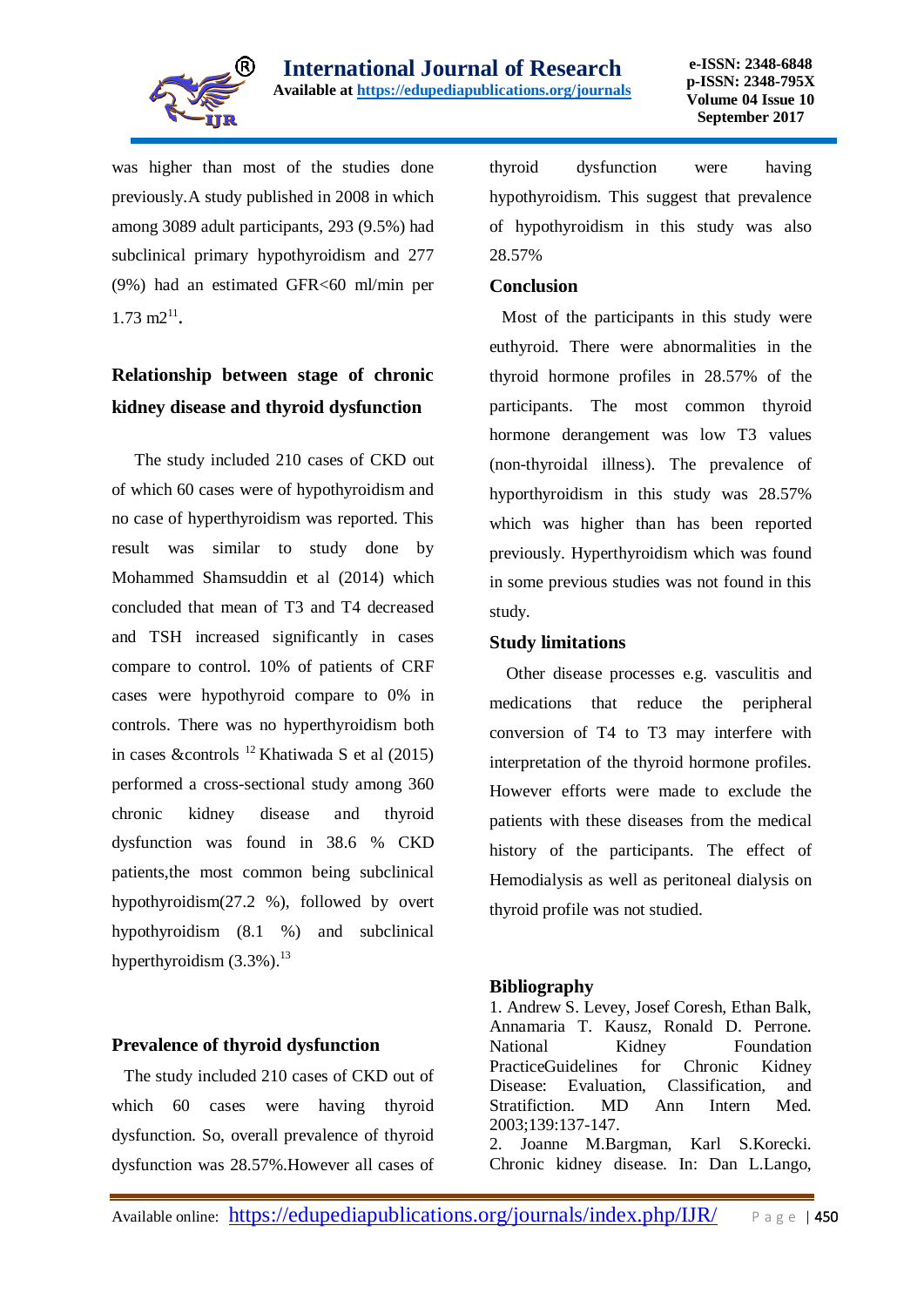was higher than most of the studies done previously.A study published in 2008 in which among 3089 adult participants, 293 (9.5%) had subclinical primary hypothyroidism and 277 (9%) had an estimated GFR<60 ml/min per 1.73 m2[11].

## Relationship between stage of chronic kidney disease and thyroid dysfunction

The study included 210 cases of CKD out of which 60 cases were of hypothyroidism and no case of hyperthyroidism was reported. This result was similar to study done by Mohammed Shamsuddin et al (2014) which concluded that mean of T3 and T4 decreased and TSH increased significantly in cases compare to control. 10% of patients of CRF cases were hypothyroid compare to 0% in controls. There was no hyperthyroidism both in cases &controls [12] Khatiwada S et al (2015) performed a cross-sectional study among 360 chronic kidney disease and thyroid dysfunction was found in 38.6 % CKD patients,the most common being subclinical hypothyroidism(27.2 %), followed by overt hypothyroidism (8.1 %) and subclinical hyperthyroidism (3.3%).[13]

## Prevalence of thyroid dysfunction

The study included 210 cases of CKD out of which 60 cases were having thyroid dysfunction. So, overall prevalence of thyroid dysfunction was 28.57%.However all cases of thyroid dysfunction were having hypothyroidism. This suggest that prevalence of hypothyroidism in this study was also 28.57%

## Conclusion

Most of the participants in this study were euthyroid. There were abnormalities in the thyroid hormone profiles in 28.57% of the participants. The most common thyroid hormone derangement was low T3 values (non-thyroidal illness). The prevalence of hyporthyroidism in this study was 28.57% which was higher than has been reported previously. Hyperthyroidism which was found in some previous studies was not found in this study.

## Study limitations

Other disease processes e.g. vasculitis and medications that reduce the peripheral conversion of T4 to T3 may interfere with interpretation of the thyroid hormone profiles. However efforts were made to exclude the patients with these diseases from the medical history of the participants. The effect of Hemodialysis as well as peritoneal dialysis on thyroid profile was not studied.

## Bibliography

1. Andrew S. Levey, Josef Coresh, Ethan Balk, Annamaria T. Kausz, Ronald D. Perrone. National Kidney Foundation PracticeGuidelines for Chronic Kidney Disease: Evaluation, Classification, and Stratification. MD Ann Intern Med. 2003;139:137-147.
2. Joanne M.Bargman, Karl S.Korecki. Chronic kidney disease. In: Dan L.Lango,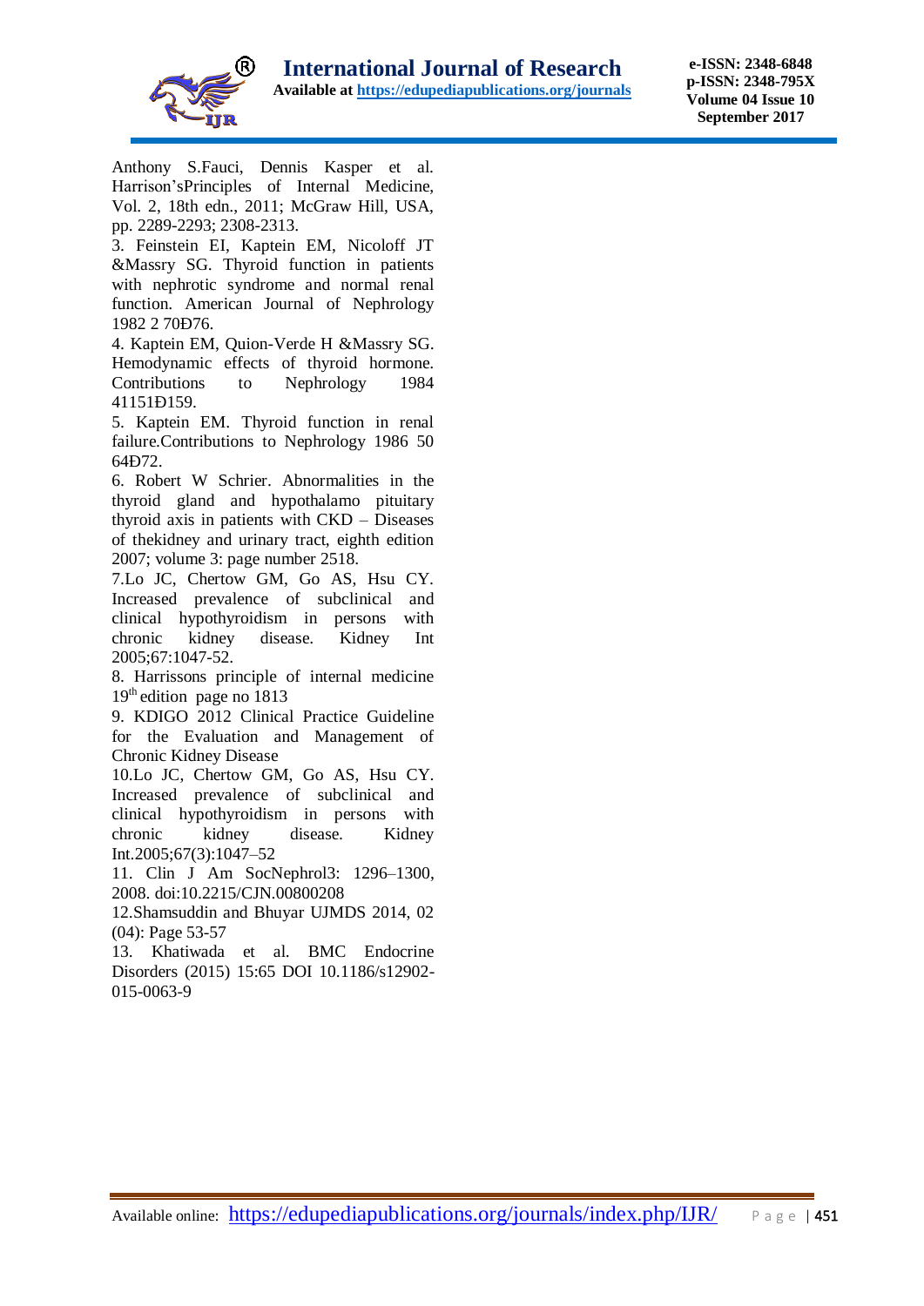Anthony S.Fauci, Dennis Kasper et al. Harrison'sPrinciples of Internal Medicine, Vol. 2, 18th edn., 2011; McGraw Hill, USA, pp. 2289-2293; 2308-2313.

3. Feinstein EI, Kaptein EM, Nicoloff JT &Massry SG. Thyroid function in patients with nephrotic syndrome and normal renal function. American Journal of Nephrology 1982 2 70Ð76.

4. Kaptein EM, Quion-Verde H &Massry SG. Hemodynamic effects of thyroid hormone. Contributions to Nephrology 1984 41151Ð159.

5. Kaptein EM. Thyroid function in renal failure.Contributions to Nephrology 1986 50 64Ð72.

6. Robert W Schrier. Abnormalities in the thyroid gland and hypothalamo pituitary thyroid axis in patients with CKD – Diseases of thekidney and urinary tract, eighth edition 2007; volume 3: page number 2518.

7.Lo JC, Chertow GM, Go AS, Hsu CY. Increased prevalence of subclinical and clinical hypothyroidism in persons with chronic kidney disease. Kidney Int 2005;67:1047-52.

8. Harrissons principle of internal medicine 19th edition page no 1813

9. KDIGO 2012 Clinical Practice Guideline for the Evaluation and Management of Chronic Kidney Disease

10.Lo JC, Chertow GM, Go AS, Hsu CY. Increased prevalence of subclinical and clinical hypothyroidism in persons with chronic kidney disease. Kidney Int.2005;67(3):1047–52

11. Clin J Am SocNephrol3: 1296–1300, 2008. doi:10.2215/CJN.00800208

12.Shamsuddin and Bhuyar UJMDS 2014, 02 (04): Page 53-57

13. Khatiwada et al. BMC Endocrine Disorders (2015) 15:65 DOI 10.1186/s12902-015-0063-9